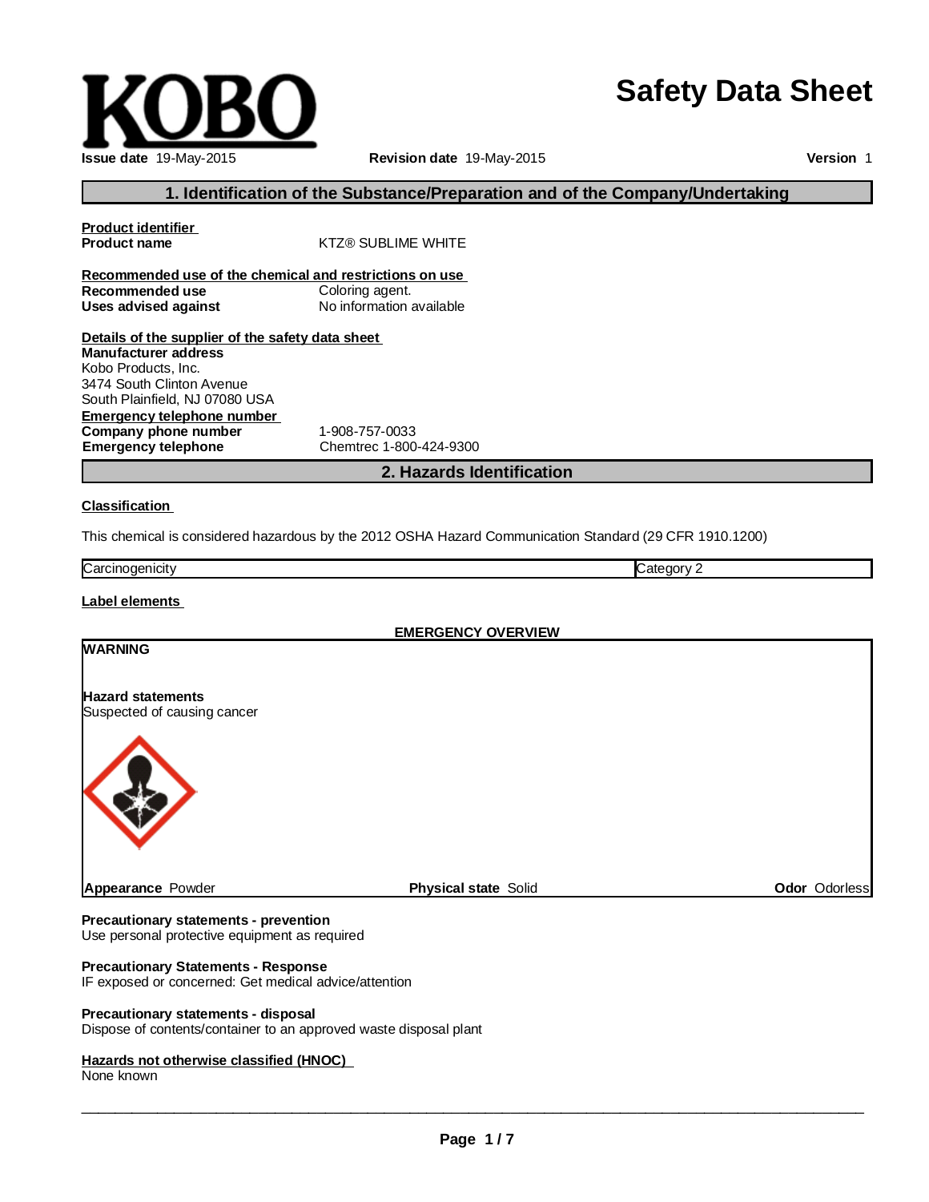KOBO

# Safety Data Sheet

**Issue date** 19-May-2015 **Revision date** 19-May-2015 **Version** 1

## 1. Identification of the Substance/Preparation and of the Company/Undertaking

**Product identifier**

**Product name** KTZ® SUBLIME WHITE

**Recommended use of the chemical and restrictions on use**

**Recommended use** Coloring agent.
**Uses advised against** No information available

**Details of the supplier of the safety data sheet**

**Manufacturer address**
Kobo Products, Inc.
3474 South Clinton Avenue
South Plainfield, NJ 07080 USA

**Emergency telephone number**

**Company phone number** 1-908-757-0033
**Emergency telephone** Chemtrec 1-800-424-9300

## 2. Hazards Identification

**Classification**

This chemical is considered hazardous by the 2012 OSHA Hazard Communication Standard (29 CFR 1910.1200)

| Carcinogenicity | Category 2 |
|---|---|

**Label elements**

**EMERGENCY OVERVIEW**

**WARNING**

**Hazard statements**
Suspected of causing cancer

**Appearance** Powder **Physical state** Solid **Odor** Odorless

**Precautionary statements - prevention**
Use personal protective equipment as required

**Precautionary Statements - Response**
IF exposed or concerned: Get medical advice/attention

**Precautionary statements - disposal**
Dispose of contents/container to an approved waste disposal plant

**Hazards not otherwise classified (HNOC)**
None known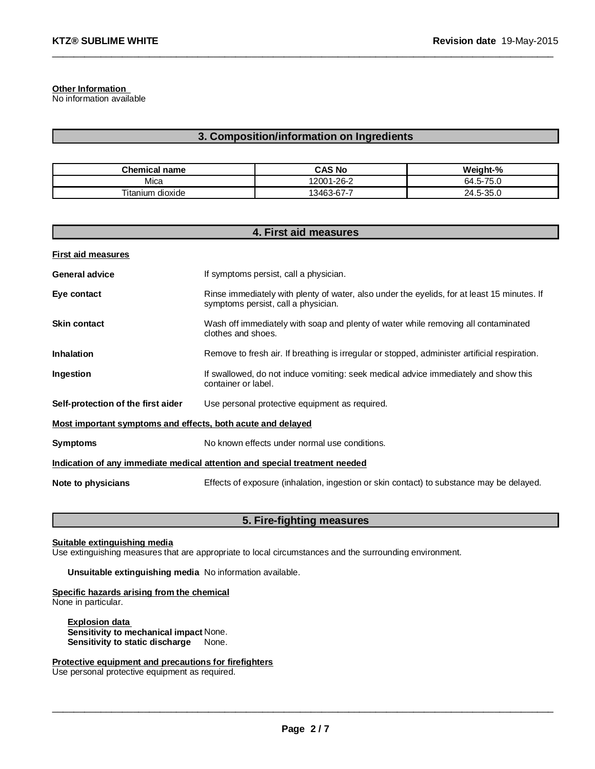**Other Information**
No information available

## 3. Composition/information on Ingredients

| Chemical name | CAS No | Weight-% |
| --- | --- | --- |
| Mica | 12001-26-2 | 64.5-75.0 |
| Titanium dioxide | 13463-67-7 | 24.5-35.0 |

## 4. First aid measures

**First aid measures**

**General advice** If symptoms persist, call a physician.

**Eye contact** Rinse immediately with plenty of water, also under the eyelids, for at least 15 minutes. If symptoms persist, call a physician.

**Skin contact** Wash off immediately with soap and plenty of water while removing all contaminated clothes and shoes.

**Inhalation** Remove to fresh air. If breathing is irregular or stopped, administer artificial respiration.

**Ingestion** If swallowed, do not induce vomiting: seek medical advice immediately and show this container or label.

**Self-protection of the first aider** Use personal protective equipment as required.

**Most important symptoms and effects, both acute and delayed**

**Symptoms** No known effects under normal use conditions.

**Indication of any immediate medical attention and special treatment needed**

**Note to physicians** Effects of exposure (inhalation, ingestion or skin contact) to substance may be delayed.

## 5. Fire-fighting measures

**Suitable extinguishing media**
Use extinguishing measures that are appropriate to local circumstances and the surrounding environment.

**Unsuitable extinguishing media** No information available.

**Specific hazards arising from the chemical**
None in particular.

**Explosion data**
**Sensitivity to mechanical impact** None.
**Sensitivity to static discharge** None.

**Protective equipment and precautions for firefighters**
Use personal protective equipment as required.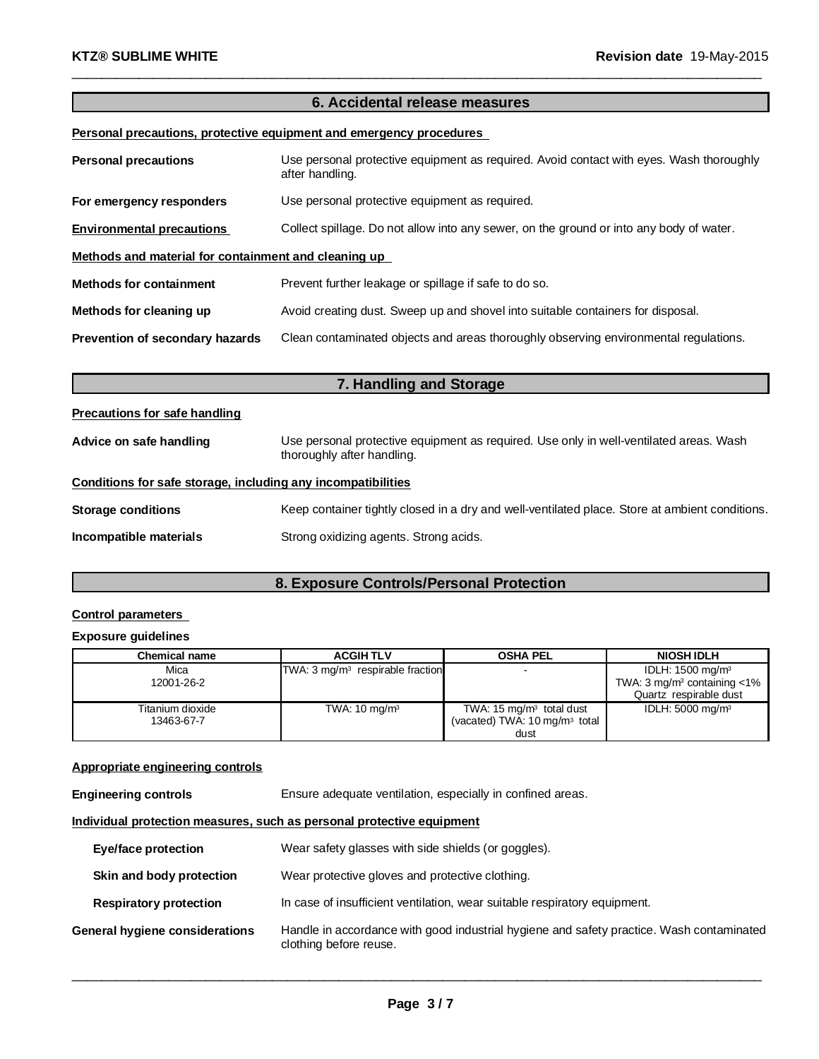## 6. Accidental release measures

**Personal precautions, protective equipment and emergency procedures**

**Personal precautions** Use personal protective equipment as required. Avoid contact with eyes. Wash thoroughly after handling.

**For emergency responders** Use personal protective equipment as required.

**Environmental precautions** Collect spillage. Do not allow into any sewer, on the ground or into any body of water.

**Methods and material for containment and cleaning up**

**Methods for containment** Prevent further leakage or spillage if safe to do so.

**Methods for cleaning up** Avoid creating dust. Sweep up and shovel into suitable containers for disposal.

**Prevention of secondary hazards** Clean contaminated objects and areas thoroughly observing environmental regulations.

## 7. Handling and Storage

**Precautions for safe handling**

**Advice on safe handling** Use personal protective equipment as required. Use only in well-ventilated areas. Wash thoroughly after handling.

**Conditions for safe storage, including any incompatibilities**

**Storage conditions** Keep container tightly closed in a dry and well-ventilated place. Store at ambient conditions.

**Incompatible materials** Strong oxidizing agents. Strong acids.

## 8. Exposure Controls/Personal Protection

**Control parameters**

**Exposure guidelines**

| Chemical name | ACGIH TLV | OSHA PEL | NIOSH IDLH |
|---|---|---|---|
| Mica<br>12001-26-2 | TWA: 3 $mg/m^3$ respirable fraction | - | IDLH: 1500 $mg/m^3$<br>TWA: 3 $mg/m^3$ containing <1% Quartz respirable dust |
| Titanium dioxide<br>13463-67-7 | TWA: 10 $mg/m^3$ | TWA: 15 $mg/m^3$ total dust<br>(vacated) TWA: 10 $mg/m^3$ total dust | IDLH: 5000 $mg/m^3$ |

**Appropriate engineering controls**

**Engineering controls** Ensure adequate ventilation, especially in confined areas.

**Individual protection measures, such as personal protective equipment**

**Eye/face protection** Wear safety glasses with side shields (or goggles).

**Skin and body protection** Wear protective gloves and protective clothing.

**Respiratory protection** In case of insufficient ventilation, wear suitable respiratory equipment.

**General hygiene considerations** Handle in accordance with good industrial hygiene and safety practice. Wash contaminated clothing before reuse.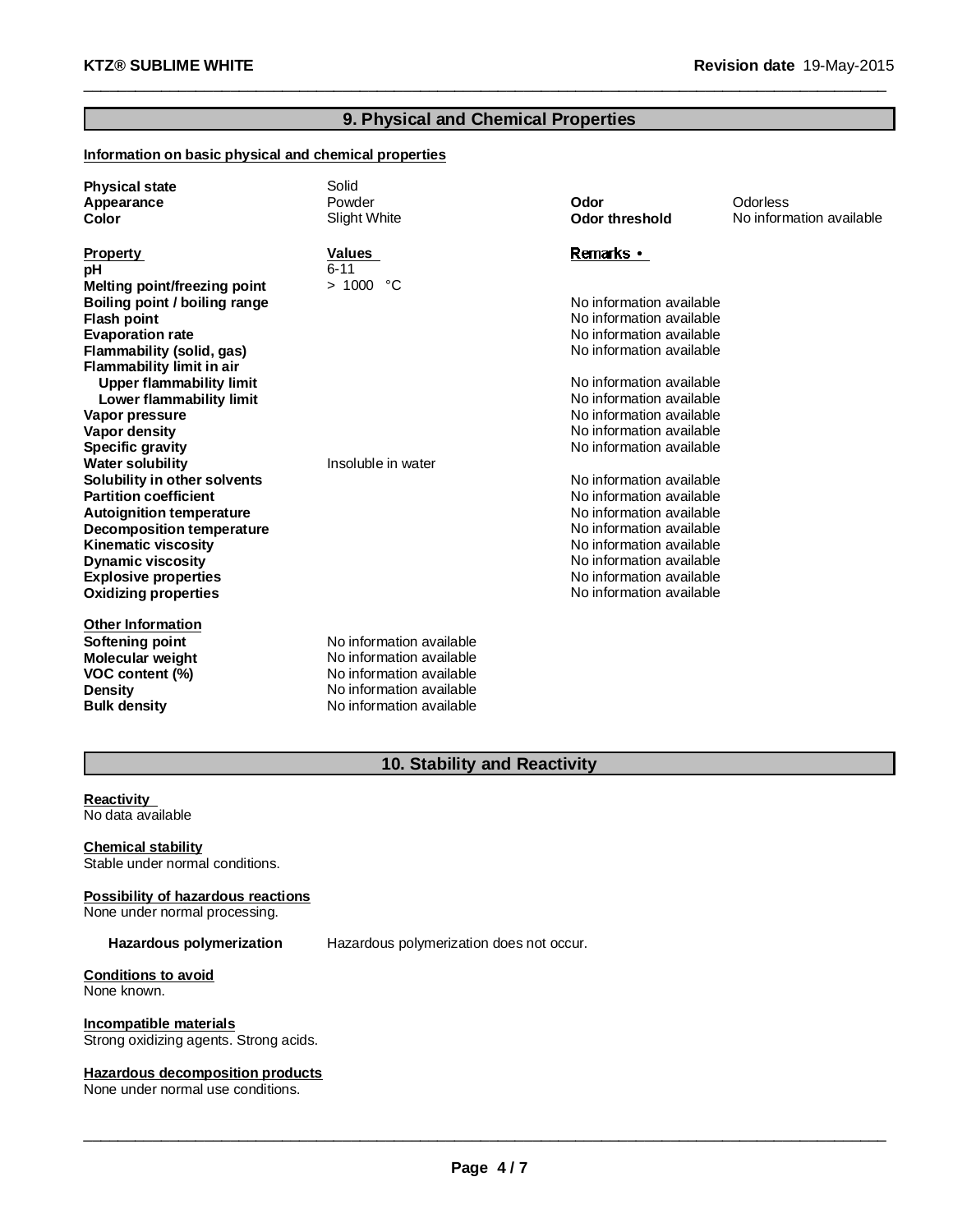## 9. Physical and Chemical Properties

**Information on basic physical and chemical properties**

| | | | |
|---|---|---|---|
| **Physical state** | Solid | | |
| **Appearance** | Powder | **Odor** | Odorless |
| **Color** | Slight White | **Odor threshold** | No information available |

| **Property** | **Values** | **Remarks • Method** |
|---|---|---|
| **pH** | 6-11 | |
| **Melting point/freezing point** | > 1000 °C | |
| **Boiling point / boiling range** | | No information available |
| **Flash point** | | No information available |
| **Evaporation rate** | | No information available |
| **Flammability (solid, gas)** | | No information available |
| **Flammability limit in air** | | |
| **Upper flammability limit** | | No information available |
| **Lower flammability limit** | | No information available |
| **Vapor pressure** | | No information available |
| **Vapor density** | | No information available |
| **Specific gravity** | | No information available |
| **Water solubility** | Insoluble in water | |
| **Solubility in other solvents** | | No information available |
| **Partition coefficient** | | No information available |
| **Autoignition temperature** | | No information available |
| **Decomposition temperature** | | No information available |
| **Kinematic viscosity** | | No information available |
| **Dynamic viscosity** | | No information available |
| **Explosive properties** | | No information available |
| **Oxidizing properties** | | No information available |

**Other Information**

| | |
|---|---|
| **Softening point** | No information available |
| **Molecular weight** | No information available |
| **VOC content (%)** | No information available |
| **Density** | No information available |
| **Bulk density** | No information available |

## 10. Stability and Reactivity

**Reactivity**
No data available

**Chemical stability**
Stable under normal conditions.

**Possibility of hazardous reactions**
None under normal processing.

**Hazardous polymerization** Hazardous polymerization does not occur.

**Conditions to avoid**
None known.

**Incompatible materials**
Strong oxidizing agents. Strong acids.

**Hazardous decomposition products**
None under normal use conditions.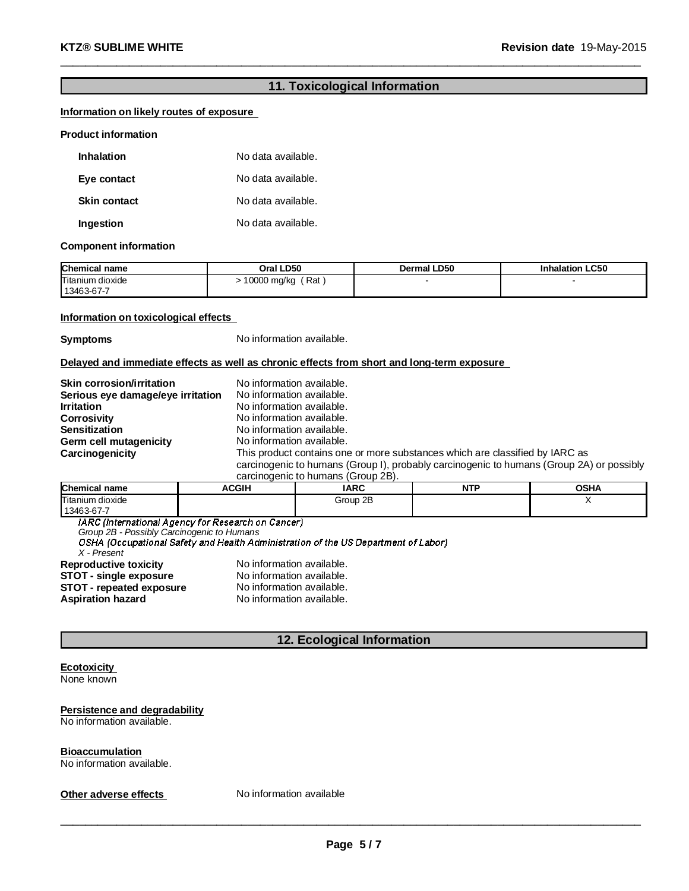## 11. Toxicological Information

**Information on likely routes of exposure**

**Product information**

**Inhalation** No data available.

**Eye contact** No data available.

**Skin contact** No data available.

**Ingestion** No data available.

**Component information**

| Chemical name | Oral LD50 | Dermal LD50 | Inhalation LC50 |
|---|---|---|---|
| Titanium dioxide 13463-67-7 | > 10000 mg/kg ( Rat ) | - | - |

**Information on toxicological effects**

**Symptoms** No information available.

**Delayed and immediate effects as well as chronic effects from short and long-term exposure**

**Skin corrosion/irritation** No information available.
**Serious eye damage/eye irritation** No information available.
**Irritation** No information available.
**Corrosivity** No information available.
**Sensitization** No information available.
**Germ cell mutagenicity** No information available.
**Carcinogenicity** This product contains one or more substances which are classified by IARC as carcinogenic to humans (Group I), probably carcinogenic to humans (Group 2A) or possibly carcinogenic to humans (Group 2B).

| Chemical name | ACGIH | IARC | NTP | OSHA |
|---|---|---|---|---|
| Titanium dioxide 13463-67-7 | | Group 2B | | X |

*IARC (International Agency for Research on Cancer)*
*Group 2B - Possibly Carcinogenic to Humans*
*OSHA (Occupational Safety and Health Administration of the US Department of Labor)*
*X - Present*

**Reproductive toxicity** No information available.
**STOT - single exposure** No information available.
**STOT - repeated exposure** No information available.
**Aspiration hazard** No information available.

## 12. Ecological Information

**Ecotoxicity**
None known

**Persistence and degradability**
No information available.

**Bioaccumulation**
No information available.

**Other adverse effects** No information available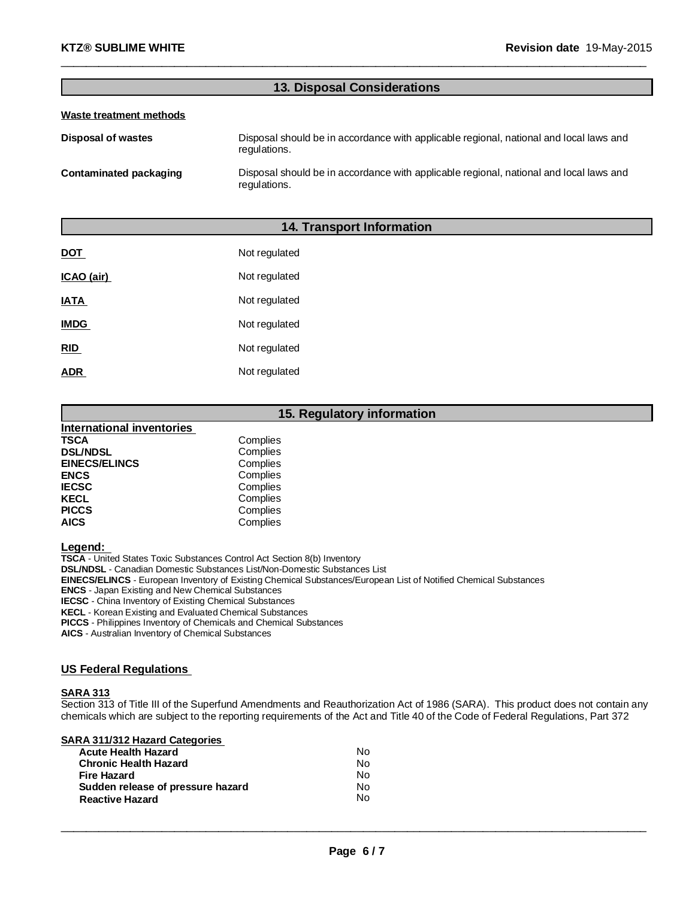## 13. Disposal Considerations

**Waste treatment methods**

| | |
|---|---|
| **Disposal of wastes** | Disposal should be in accordance with applicable regional, national and local laws and regulations. |
| **Contaminated packaging** | Disposal should be in accordance with applicable regional, national and local laws and regulations. |

## 14. Transport Information

| | |
|---|---|
| **DOT** | Not regulated |
| **ICAO (air)** | Not regulated |
| **IATA** | Not regulated |
| **IMDG** | Not regulated |
| **RID** | Not regulated |
| **ADR** | Not regulated |

## 15. Regulatory information

**International inventories**

| | |
|---|---|
| **TSCA** | Complies |
| **DSL/NDSL** | Complies |
| **EINECS/ELINCS** | Complies |
| **ENCS** | Complies |
| **IECSC** | Complies |
| **KECL** | Complies |
| **PICCS** | Complies |
| **AICS** | Complies |

**Legend:**

**TSCA** - United States Toxic Substances Control Act Section 8(b) Inventory
**DSL/NDSL** - Canadian Domestic Substances List/Non-Domestic Substances List
**EINECS/ELINCS** - European Inventory of Existing Chemical Substances/European List of Notified Chemical Substances
**ENCS** - Japan Existing and New Chemical Substances
**IECSC** - China Inventory of Existing Chemical Substances
**KECL** - Korean Existing and Evaluated Chemical Substances
**PICCS** - Philippines Inventory of Chemicals and Chemical Substances
**AICS** - Australian Inventory of Chemical Substances

### US Federal Regulations

**SARA 313**

Section 313 of Title III of the Superfund Amendments and Reauthorization Act of 1986 (SARA). This product does not contain any chemicals which are subject to the reporting requirements of the Act and Title 40 of the Code of Federal Regulations, Part 372

**SARA 311/312 Hazard Categories**

| | |
|---|---|
| **Acute Health Hazard** | No |
| **Chronic Health Hazard** | No |
| **Fire Hazard** | No |
| **Sudden release of pressure hazard** | No |
| **Reactive Hazard** | No |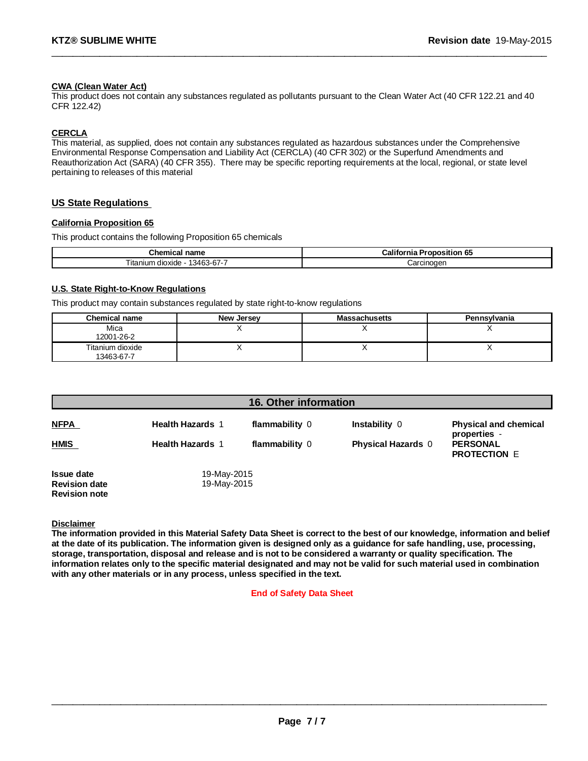#### CWA (Clean Water Act)

This product does not contain any substances regulated as pollutants pursuant to the Clean Water Act (40 CFR 122.21 and 40 CFR 122.42)

#### CERCLA

This material, as supplied, does not contain any substances regulated as hazardous substances under the Comprehensive Environmental Response Compensation and Liability Act (CERCLA) (40 CFR 302) or the Superfund Amendments and Reauthorization Act (SARA) (40 CFR 355). There may be specific reporting requirements at the local, regional, or state level pertaining to releases of this material

### US State Regulations

#### California Proposition 65

This product contains the following Proposition 65 chemicals

| Chemical name | California Proposition 65 |
|---|---|
| Titanium dioxide - 13463-67-7 | Carcinogen |

#### U.S. State Right-to-Know Regulations

This product may contain substances regulated by state right-to-know regulations

| Chemical name | New Jersey | Massachusetts | Pennsylvania |
|---|---|---|---|
| Mica<br>12001-26-2 | X | X | X |
| Titanium dioxide<br>13463-67-7 | X | X | X |

## 16. Other information

| | | | | |
|---|---|---|---|---|
| **NFPA** | **Health Hazards** 1 | **flammability** 0 | **Instability** 0 | **Physical and chemical properties** - |
| **HMIS** | **Health Hazards** 1 | **flammability** 0 | **Physical Hazards** 0 | **PERSONAL PROTECTION** E |

**Issue date** 19-May-2015
**Revision date** 19-May-2015
**Revision note**

#### Disclaimer

**The information provided in this Material Safety Data Sheet is correct to the best of our knowledge, information and belief at the date of its publication. The information given is designed only as a guidance for safe handling, use, processing, storage, transportation, disposal and release and is not to be considered a warranty or quality specification. The information relates only to the specific material designated and may not be valid for such material used in combination with any other materials or in any process, unless specified in the text.**

**End of Safety Data Sheet**